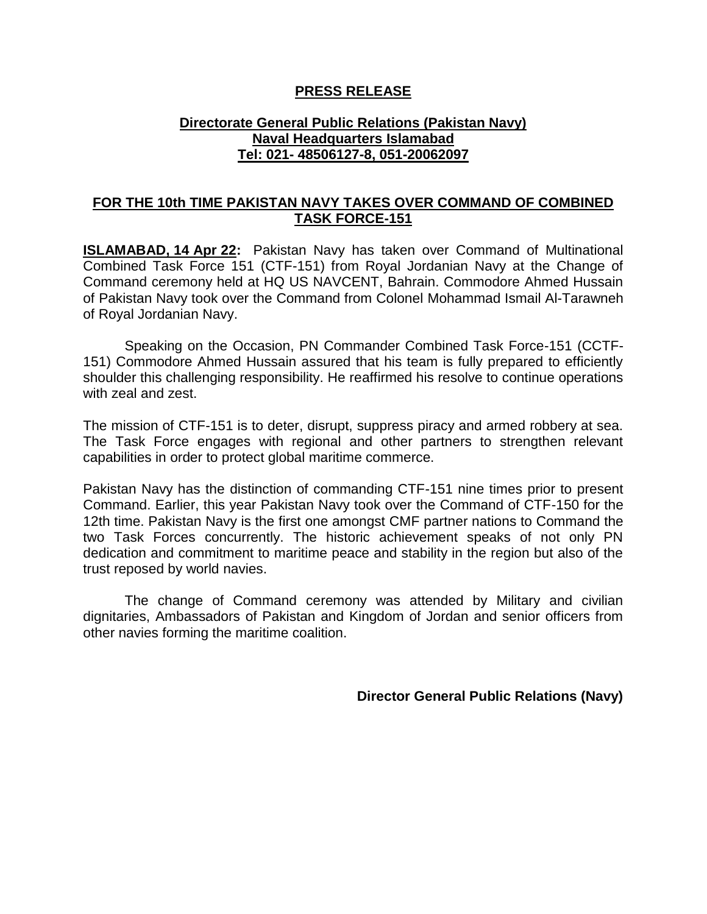# PRESS RELEASE

**Directorate General Public Relations (Pakistan Navy)**
**Naval Headquarters Islamabad**
**Tel: 021- 48506127-8, 051-20062097**

## FOR THE 10th TIME PAKISTAN NAVY TAKES OVER COMMAND OF COMBINED TASK FORCE-151

**ISLAMABAD, 14 Apr 22:** Pakistan Navy has taken over Command of Multinational Combined Task Force 151 (CTF-151) from Royal Jordanian Navy at the Change of Command ceremony held at HQ US NAVCENT, Bahrain. Commodore Ahmed Hussain of Pakistan Navy took over the Command from Colonel Mohammad Ismail Al-Tarawneh of Royal Jordanian Navy.

Speaking on the Occasion, PN Commander Combined Task Force-151 (CCTF-151) Commodore Ahmed Hussain assured that his team is fully prepared to efficiently shoulder this challenging responsibility. He reaffirmed his resolve to continue operations with zeal and zest.

The mission of CTF-151 is to deter, disrupt, suppress piracy and armed robbery at sea. The Task Force engages with regional and other partners to strengthen relevant capabilities in order to protect global maritime commerce.

Pakistan Navy has the distinction of commanding CTF-151 nine times prior to present Command. Earlier, this year Pakistan Navy took over the Command of CTF-150 for the 12th time. Pakistan Navy is the first one amongst CMF partner nations to Command the two Task Forces concurrently. The historic achievement speaks of not only PN dedication and commitment to maritime peace and stability in the region but also of the trust reposed by world navies.

The change of Command ceremony was attended by Military and civilian dignitaries, Ambassadors of Pakistan and Kingdom of Jordan and senior officers from other navies forming the maritime coalition.

**Director General Public Relations (Navy)**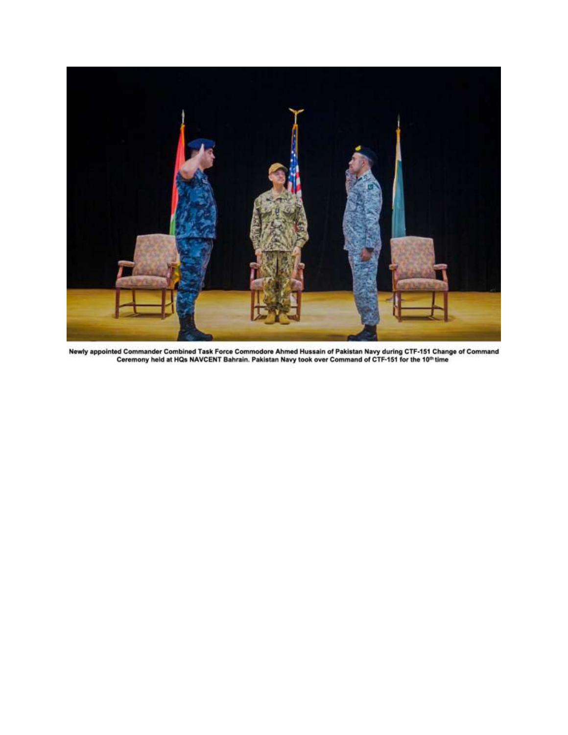Newly appointed Commander Combined Task Force Commodore Ahmed Hussain of Pakistan Navy during CTF-151 Change of Command Ceremony held at HQs NAVCENT Bahrain. Pakistan Navy took over Command of CTF-151 for the 10th time